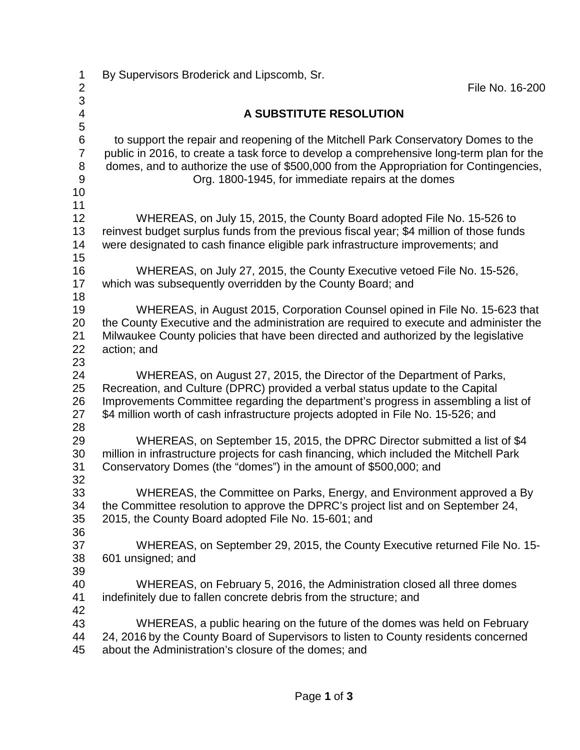By Supervisors Broderick and Lipscomb, Sr.

File No. 16-200

# A SUBSTITUTE RESOLUTION

to support the repair and reopening of the Mitchell Park Conservatory Domes to the public in 2016, to create a task force to develop a comprehensive long-term plan for the domes, and to authorize the use of $500,000 from the Appropriation for Contingencies, Org. 1800-1945, for immediate repairs at the domes

WHEREAS, on July 15, 2015, the County Board adopted File No. 15-526 to reinvest budget surplus funds from the previous fiscal year; $4 million of those funds were designated to cash finance eligible park infrastructure improvements; and

WHEREAS, on July 27, 2015, the County Executive vetoed File No. 15-526, which was subsequently overridden by the County Board; and

WHEREAS, in August 2015, Corporation Counsel opined in File No. 15-623 that the County Executive and the administration are required to execute and administer the Milwaukee County policies that have been directed and authorized by the legislative action; and

WHEREAS, on August 27, 2015, the Director of the Department of Parks, Recreation, and Culture (DPRC) provided a verbal status update to the Capital Improvements Committee regarding the department's progress in assembling a list of $4 million worth of cash infrastructure projects adopted in File No. 15-526; and

WHEREAS, on September 15, 2015, the DPRC Director submitted a list of $4 million in infrastructure projects for cash financing, which included the Mitchell Park Conservatory Domes (the "domes") in the amount of $500,000; and

WHEREAS, the Committee on Parks, Energy, and Environment approved a By the Committee resolution to approve the DPRC's project list and on September 24, 2015, the County Board adopted File No. 15-601; and

WHEREAS, on September 29, 2015, the County Executive returned File No. 15-601 unsigned; and

WHEREAS, on February 5, 2016, the Administration closed all three domes indefinitely due to fallen concrete debris from the structure; and

WHEREAS, a public hearing on the future of the domes was held on February 24, 2016 by the County Board of Supervisors to listen to County residents concerned about the Administration's closure of the domes; and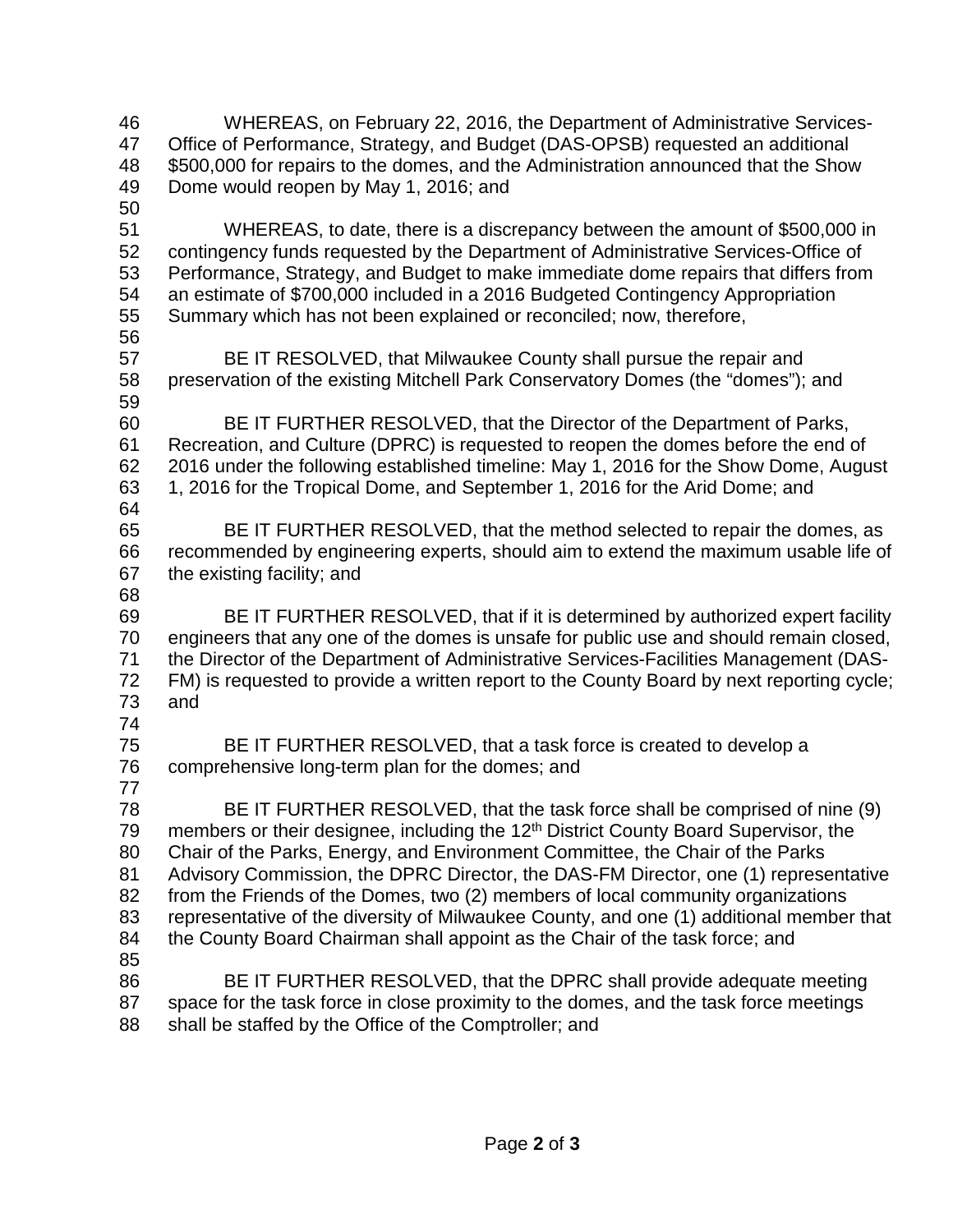WHEREAS, on February 22, 2016, the Department of Administrative Services-Office of Performance, Strategy, and Budget (DAS-OPSB) requested an additional $500,000 for repairs to the domes, and the Administration announced that the Show Dome would reopen by May 1, 2016; and

WHEREAS, to date, there is a discrepancy between the amount of $500,000 in contingency funds requested by the Department of Administrative Services-Office of Performance, Strategy, and Budget to make immediate dome repairs that differs from an estimate of $700,000 included in a 2016 Budgeted Contingency Appropriation Summary which has not been explained or reconciled; now, therefore,

BE IT RESOLVED, that Milwaukee County shall pursue the repair and preservation of the existing Mitchell Park Conservatory Domes (the "domes"); and

BE IT FURTHER RESOLVED, that the Director of the Department of Parks, Recreation, and Culture (DPRC) is requested to reopen the domes before the end of 2016 under the following established timeline: May 1, 2016 for the Show Dome, August 1, 2016 for the Tropical Dome, and September 1, 2016 for the Arid Dome; and

BE IT FURTHER RESOLVED, that the method selected to repair the domes, as recommended by engineering experts, should aim to extend the maximum usable life of the existing facility; and

BE IT FURTHER RESOLVED, that if it is determined by authorized expert facility engineers that any one of the domes is unsafe for public use and should remain closed, the Director of the Department of Administrative Services-Facilities Management (DAS-FM) is requested to provide a written report to the County Board by next reporting cycle; and

BE IT FURTHER RESOLVED, that a task force is created to develop a comprehensive long-term plan for the domes; and

BE IT FURTHER RESOLVED, that the task force shall be comprised of nine (9) members or their designee, including the 12th District County Board Supervisor, the Chair of the Parks, Energy, and Environment Committee, the Chair of the Parks Advisory Commission, the DPRC Director, the DAS-FM Director, one (1) representative from the Friends of the Domes, two (2) members of local community organizations representative of the diversity of Milwaukee County, and one (1) additional member that the County Board Chairman shall appoint as the Chair of the task force; and

BE IT FURTHER RESOLVED, that the DPRC shall provide adequate meeting space for the task force in close proximity to the domes, and the task force meetings shall be staffed by the Office of the Comptroller; and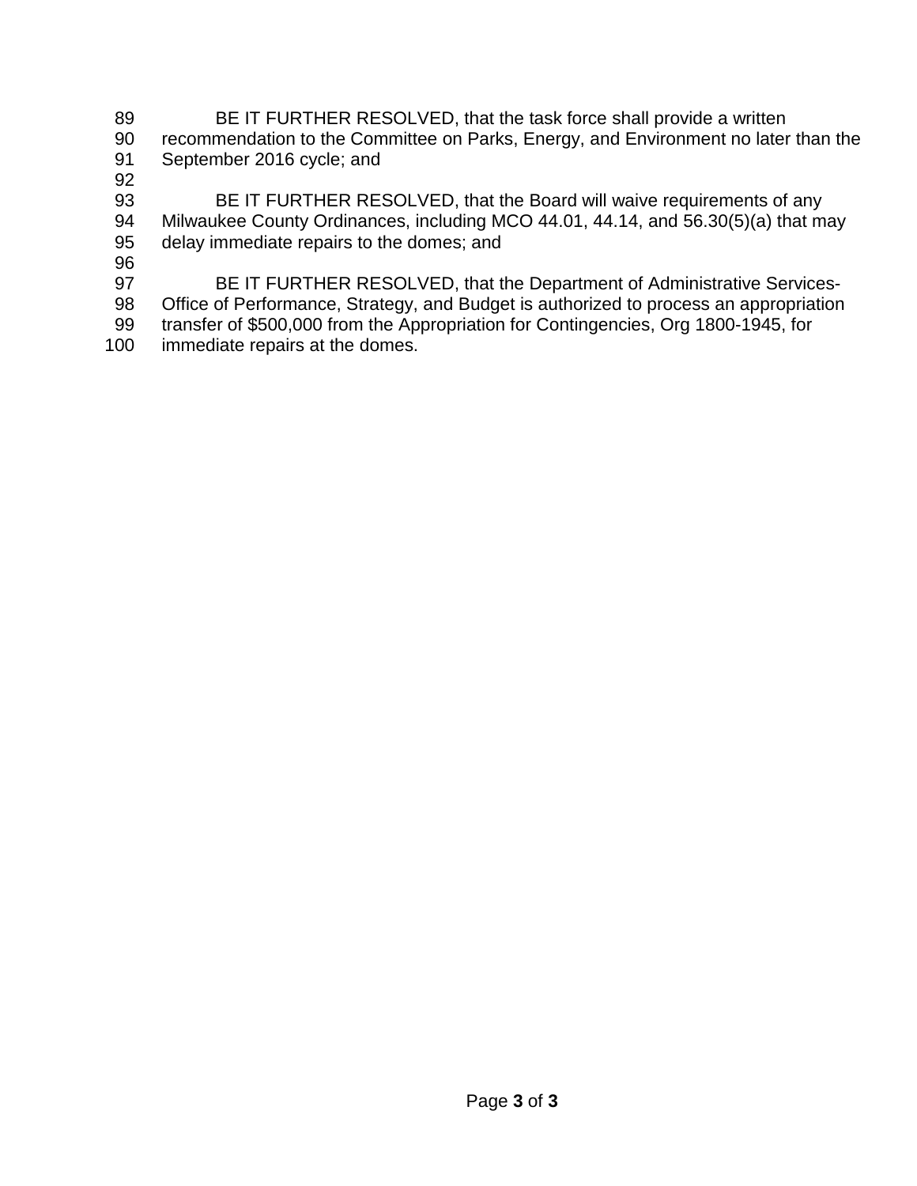BE IT FURTHER RESOLVED, that the task force shall provide a written recommendation to the Committee on Parks, Energy, and Environment no later than the September 2016 cycle; and

BE IT FURTHER RESOLVED, that the Board will waive requirements of any Milwaukee County Ordinances, including MCO 44.01, 44.14, and 56.30(5)(a) that may delay immediate repairs to the domes; and

BE IT FURTHER RESOLVED, that the Department of Administrative Services-Office of Performance, Strategy, and Budget is authorized to process an appropriation transfer of $500,000 from the Appropriation for Contingencies, Org 1800-1945, for immediate repairs at the domes.